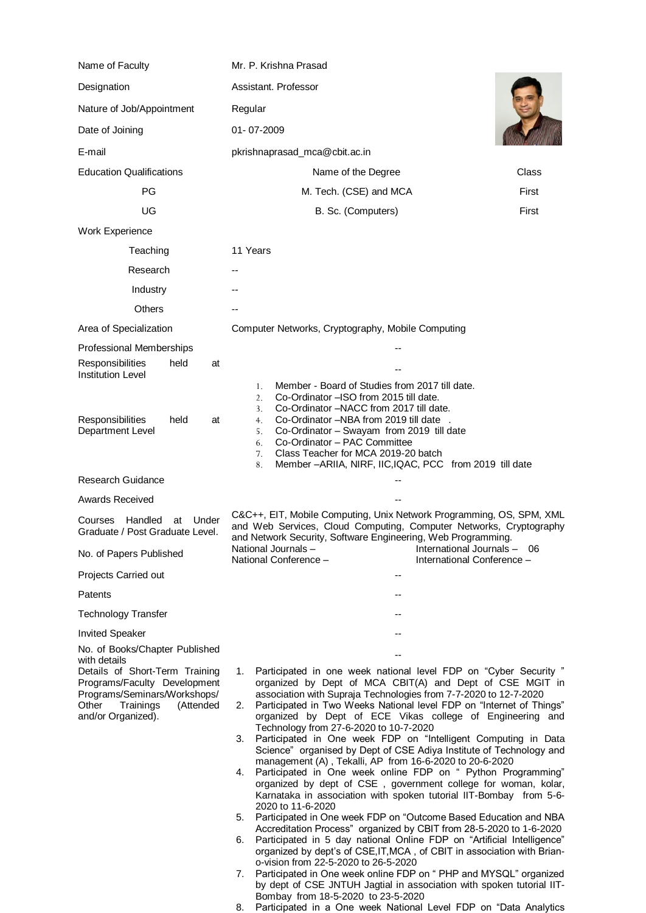| | | |
|---|---|---|
| Name of Faculty | Mr. P. Krishna Prasad | |
| Designation | Assistant. Professor | |
| Nature of Job/Appointment | Regular | |
| Date of Joining | 01- 07-2009 | |
| E-mail | pkrishnaprasad_mca@cbit.ac.in | |
| Education Qualifications | Name of the Degree | Class |
| PG | M. Tech. (CSE) and MCA | First |
| UG | B. Sc. (Computers) | First |
| Work Experience | | |
| Teaching | 11 Years | |
| Research | -- | |
| Industry | -- | |
| Others | -- | |
| Area of Specialization | Computer Networks, Cryptography, Mobile Computing | |
| Professional Memberships | -- | |
| Responsibilities held at Institution Level | -- | |
| Responsibilities held at Department Level | 1. Member - Board of Studies from 2017 till date.<br>2. Co-Ordinator –ISO from 2015 till date.<br>3. Co-Ordinator –NACC from 2017 till date.<br>4. Co-Ordinator –NBA from 2019 till date .<br>5. Co-Ordinator – Swayam from 2019 till date<br>6. Co-Ordinator – PAC Committee<br>7. Class Teacher for MCA 2019-20 batch<br>8. Member –ARIIA, NIRF, IIC,IQAC, PCC from 2019 till date | |
| Research Guidance | -- | |
| Awards Received | -- | |
| Courses Handled at Under Graduate / Post Graduate Level. | C&C++, EIT, Mobile Computing, Unix Network Programming, OS, SPM, XML and Web Services, Cloud Computing, Computer Networks, Cryptography and Network Security, Software Engineering, Web Programming. | |
| No. of Papers Published | National Journals –<br>National Conference – | International Journals – 06<br>International Conference – |
| Projects Carried out | -- | |
| Patents | -- | |
| Technology Transfer | -- | |
| Invited Speaker | -- | |
| No. of Books/Chapter Published with details | -- | |
| Details of Short-Term Training Programs/Faculty Development Programs/Seminars/Workshops/ Other Trainings (Attended and/or Organized). | 1. Participated in one week national level FDP on "Cyber Security " organized by Dept of MCA CBIT(A) and Dept of CSE MGIT in association with Supraja Technologies from 7-7-2020 to 12-7-2020<br>2. Participated in Two Weeks National level FDP on "Internet of Things" organized by Dept of ECE Vikas college of Engineering and Technology from 27-6-2020 to 10-7-2020<br>3. Participated in One week FDP on "Intelligent Computing in Data Science" organised by Dept of CSE Adiya Institute of Technology and management (A) , Tekalli, AP from 16-6-2020 to 20-6-2020<br>4. Participated in One week online FDP on " Python Programming" organized by dept of CSE , government college for woman, kolar, Karnataka in association with spoken tutorial IIT-Bombay from 5-6-2020 to 11-6-2020<br>5. Participated in One week FDP on "Outcome Based Education and NBA Accreditation Process" organized by CBIT from 28-5-2020 to 1-6-2020<br>6. Participated in 5 day national Online FDP on "Artificial Intelligence" organized by dept's of CSE,IT,MCA , of CBIT in association with Brian-o-vision from 22-5-2020 to 26-5-2020<br>7. Participated in One week online FDP on " PHP and MYSQL" organized by dept of CSE JNTUH Jagtial in association with spoken tutorial IIT-Bombay from 18-5-2020 to 23-5-2020<br>8. Participated in a One week National Level FDP on "Data Analytics | |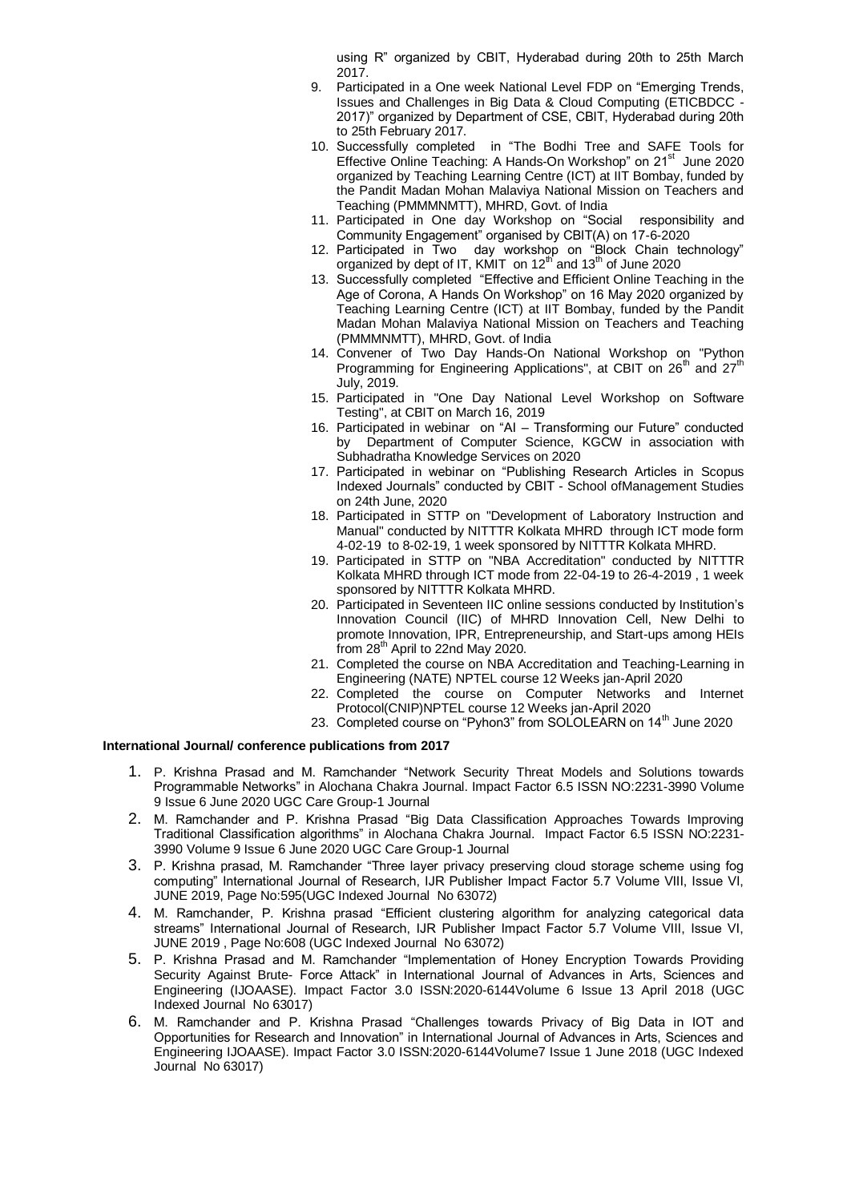using R" organized by CBIT, Hyderabad during 20th to 25th March 2017.

9. Participated in a One week National Level FDP on "Emerging Trends, Issues and Challenges in Big Data & Cloud Computing (ETICBDCC - 2017)" organized by Department of CSE, CBIT, Hyderabad during 20th to 25th February 2017.
10. Successfully completed in "The Bodhi Tree and SAFE Tools for Effective Online Teaching: A Hands-On Workshop" on 21st June 2020 organized by Teaching Learning Centre (ICT) at IIT Bombay, funded by the Pandit Madan Mohan Malaviya National Mission on Teachers and Teaching (PMMMNMTT), MHRD, Govt. of India
11. Participated in One day Workshop on "Social responsibility and Community Engagement" organised by CBIT(A) on 17-6-2020
12. Participated in Two day workshop on "Block Chain technology" organized by dept of IT, KMIT on 12th and 13th of June 2020
13. Successfully completed "Effective and Efficient Online Teaching in the Age of Corona, A Hands On Workshop" on 16 May 2020 organized by Teaching Learning Centre (ICT) at IIT Bombay, funded by the Pandit Madan Mohan Malaviya National Mission on Teachers and Teaching (PMMMNMTT), MHRD, Govt. of India
14. Convener of Two Day Hands-On National Workshop on "Python Programming for Engineering Applications", at CBIT on 26th and 27th July, 2019.
15. Participated in "One Day National Level Workshop on Software Testing", at CBIT on March 16, 2019
16. Participated in webinar on "AI – Transforming our Future" conducted by Department of Computer Science, KGCW in association with Subhadratha Knowledge Services on 2020
17. Participated in webinar on "Publishing Research Articles in Scopus Indexed Journals" conducted by CBIT - School ofManagement Studies on 24th June, 2020
18. Participated in STTP on "Development of Laboratory Instruction and Manual" conducted by NITTTR Kolkata MHRD through ICT mode form 4-02-19 to 8-02-19, 1 week sponsored by NITTTR Kolkata MHRD.
19. Participated in STTP on "NBA Accreditation" conducted by NITTTR Kolkata MHRD through ICT mode from 22-04-19 to 26-4-2019 , 1 week sponsored by NITTTR Kolkata MHRD.
20. Participated in Seventeen IIC online sessions conducted by Institution's Innovation Council (IIC) of MHRD Innovation Cell, New Delhi to promote Innovation, IPR, Entrepreneurship, and Start-ups among HEIs from 28th April to 22nd May 2020.
21. Completed the course on NBA Accreditation and Teaching-Learning in Engineering (NATE) NPTEL course 12 Weeks jan-April 2020
22. Completed the course on Computer Networks and Internet Protocol(CNIP)NPTEL course 12 Weeks jan-April 2020
23. Completed course on "Pyhon3" from SOLOLEARN on 14th June 2020

**International Journal/ conference publications from 2017**

1. P. Krishna Prasad and M. Ramchander "Network Security Threat Models and Solutions towards Programmable Networks" in Alochana Chakra Journal. Impact Factor 6.5 ISSN NO:2231-3990 Volume 9 Issue 6 June 2020 UGC Care Group-1 Journal
2. M. Ramchander and P. Krishna Prasad "Big Data Classification Approaches Towards Improving Traditional Classification algorithms" in Alochana Chakra Journal. Impact Factor 6.5 ISSN NO:2231-3990 Volume 9 Issue 6 June 2020 UGC Care Group-1 Journal
3. P. Krishna prasad, M. Ramchander "Three layer privacy preserving cloud storage scheme using fog computing" International Journal of Research, IJR Publisher Impact Factor 5.7 Volume VIII, Issue VI, JUNE 2019, Page No:595(UGC Indexed Journal No 63072)
4. M. Ramchander, P. Krishna prasad "Efficient clustering algorithm for analyzing categorical data streams" International Journal of Research, IJR Publisher Impact Factor 5.7 Volume VIII, Issue VI, JUNE 2019 , Page No:608 (UGC Indexed Journal No 63072)
5. P. Krishna Prasad and M. Ramchander "Implementation of Honey Encryption Towards Providing Security Against Brute- Force Attack" in International Journal of Advances in Arts, Sciences and Engineering (IJOAASE). Impact Factor 3.0 ISSN:2020-6144Volume 6 Issue 13 April 2018 (UGC Indexed Journal No 63017)
6. M. Ramchander and P. Krishna Prasad "Challenges towards Privacy of Big Data in IOT and Opportunities for Research and Innovation" in International Journal of Advances in Arts, Sciences and Engineering IJOAASE). Impact Factor 3.0 ISSN:2020-6144Volume7 Issue 1 June 2018 (UGC Indexed Journal No 63017)